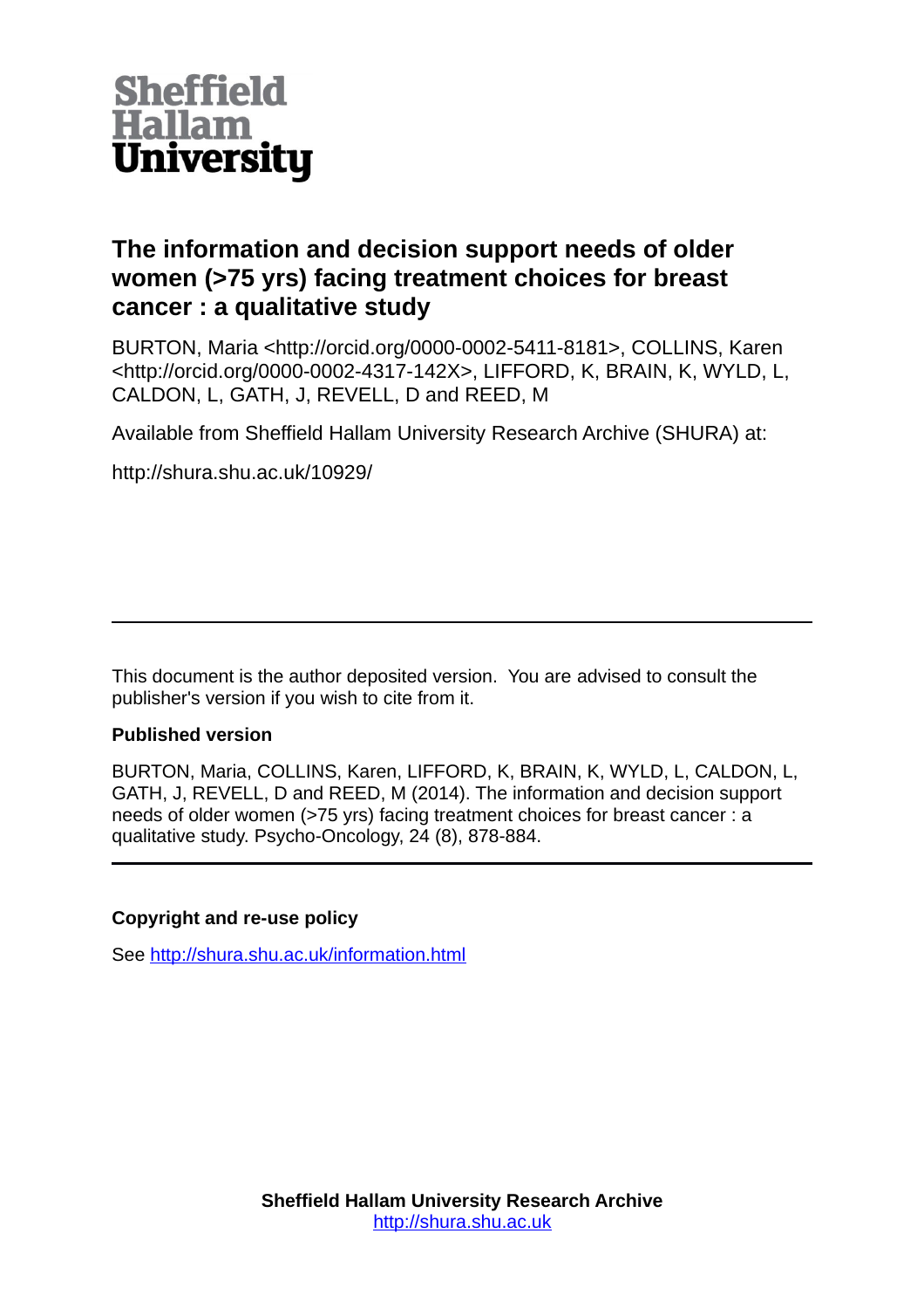Sheffield Hallam University

# The information and decision support needs of older women (>75 yrs) facing treatment choices for breast cancer : a qualitative study

BURTON, Maria <http://orcid.org/0000-0002-5411-8181>, COLLINS, Karen <http://orcid.org/0000-0002-4317-142X>, LIFFORD, K, BRAIN, K, WYLD, L, CALDON, L, GATH, J, REVELL, D and REED, M

Available from Sheffield Hallam University Research Archive (SHURA) at:

http://shura.shu.ac.uk/10929/

---

This document is the author deposited version. You are advised to consult the publisher's version if you wish to cite from it.

**Published version**

BURTON, Maria, COLLINS, Karen, LIFFORD, K, BRAIN, K, WYLD, L, CALDON, L, GATH, J, REVELL, D and REED, M (2014). The information and decision support needs of older women (>75 yrs) facing treatment choices for breast cancer : a qualitative study. Psycho-Oncology, 24 (8), 878-884.

---

**Copyright and re-use policy**

See http://shura.shu.ac.uk/information.html

**Sheffield Hallam University Research Archive**
http://shura.shu.ac.uk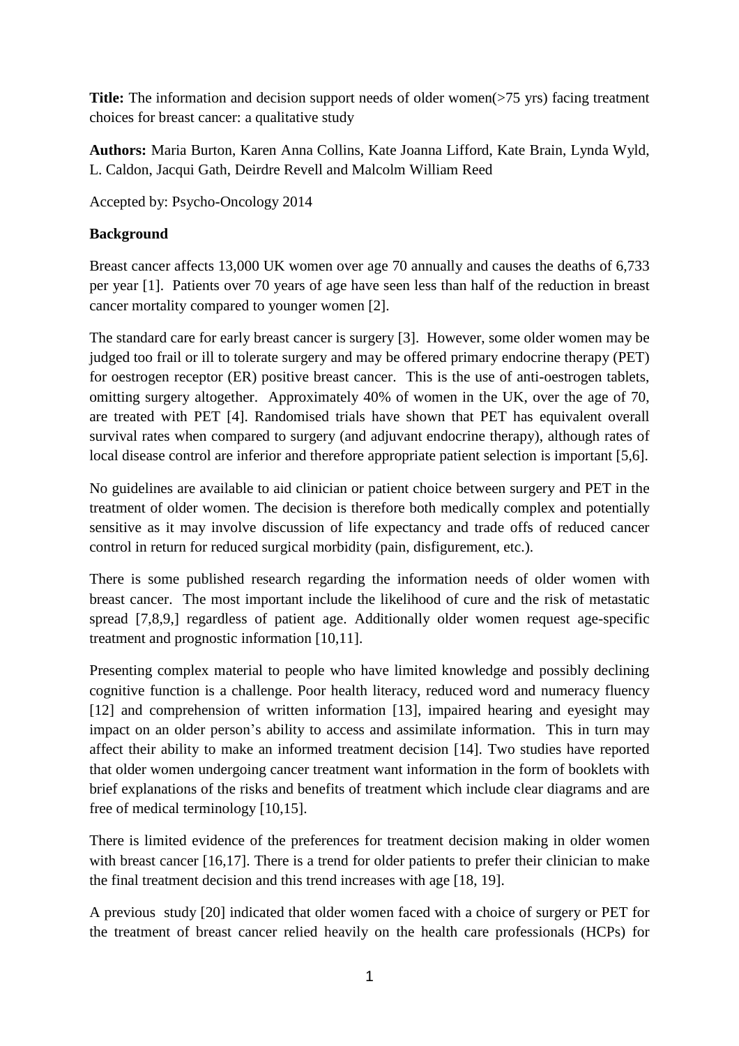**Title:** The information and decision support needs of older women(>75 yrs) facing treatment choices for breast cancer: a qualitative study

**Authors:** Maria Burton, Karen Anna Collins, Kate Joanna Lifford, Kate Brain, Lynda Wyld, L. Caldon, Jacqui Gath, Deirdre Revell and Malcolm William Reed

Accepted by: Psycho-Oncology 2014

**Background**

Breast cancer affects 13,000 UK women over age 70 annually and causes the deaths of 6,733 per year [1]. Patients over 70 years of age have seen less than half of the reduction in breast cancer mortality compared to younger women [2].

The standard care for early breast cancer is surgery [3]. However, some older women may be judged too frail or ill to tolerate surgery and may be offered primary endocrine therapy (PET) for oestrogen receptor (ER) positive breast cancer. This is the use of anti-oestrogen tablets, omitting surgery altogether. Approximately 40% of women in the UK, over the age of 70, are treated with PET [4]. Randomised trials have shown that PET has equivalent overall survival rates when compared to surgery (and adjuvant endocrine therapy), although rates of local disease control are inferior and therefore appropriate patient selection is important [5,6].

No guidelines are available to aid clinician or patient choice between surgery and PET in the treatment of older women. The decision is therefore both medically complex and potentially sensitive as it may involve discussion of life expectancy and trade offs of reduced cancer control in return for reduced surgical morbidity (pain, disfigurement, etc.).

There is some published research regarding the information needs of older women with breast cancer. The most important include the likelihood of cure and the risk of metastatic spread [7,8,9,] regardless of patient age. Additionally older women request age-specific treatment and prognostic information [10,11].

Presenting complex material to people who have limited knowledge and possibly declining cognitive function is a challenge. Poor health literacy, reduced word and numeracy fluency [12] and comprehension of written information [13], impaired hearing and eyesight may impact on an older person's ability to access and assimilate information. This in turn may affect their ability to make an informed treatment decision [14]. Two studies have reported that older women undergoing cancer treatment want information in the form of booklets with brief explanations of the risks and benefits of treatment which include clear diagrams and are free of medical terminology [10,15].

There is limited evidence of the preferences for treatment decision making in older women with breast cancer [16,17]. There is a trend for older patients to prefer their clinician to make the final treatment decision and this trend increases with age [18, 19].

A previous study [20] indicated that older women faced with a choice of surgery or PET for the treatment of breast cancer relied heavily on the health care professionals (HCPs) for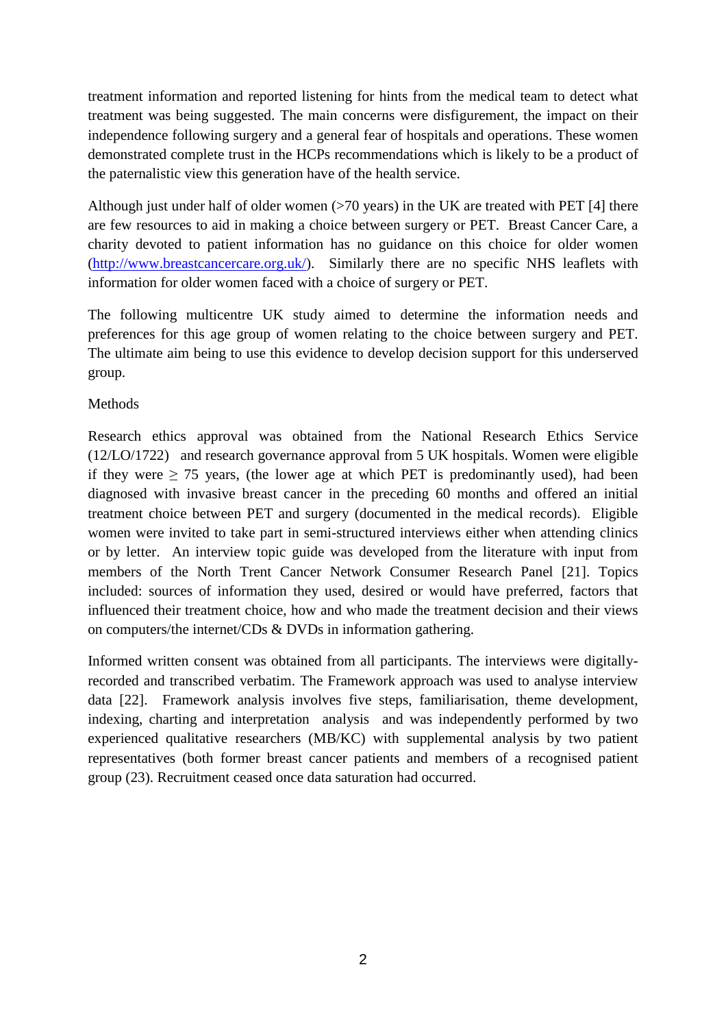treatment information and reported listening for hints from the medical team to detect what treatment was being suggested. The main concerns were disfigurement, the impact on their independence following surgery and a general fear of hospitals and operations. These women demonstrated complete trust in the HCPs recommendations which is likely to be a product of the paternalistic view this generation have of the health service.

Although just under half of older women (>70 years) in the UK are treated with PET [4] there are few resources to aid in making a choice between surgery or PET. Breast Cancer Care, a charity devoted to patient information has no guidance on this choice for older women (http://www.breastcancercare.org.uk/). Similarly there are no specific NHS leaflets with information for older women faced with a choice of surgery or PET.

The following multicentre UK study aimed to determine the information needs and preferences for this age group of women relating to the choice between surgery and PET. The ultimate aim being to use this evidence to develop decision support for this underserved group.

## Methods

Research ethics approval was obtained from the National Research Ethics Service (12/LO/1722) and research governance approval from 5 UK hospitals. Women were eligible if they were ≥ 75 years, (the lower age at which PET is predominantly used), had been diagnosed with invasive breast cancer in the preceding 60 months and offered an initial treatment choice between PET and surgery (documented in the medical records). Eligible women were invited to take part in semi-structured interviews either when attending clinics or by letter. An interview topic guide was developed from the literature with input from members of the North Trent Cancer Network Consumer Research Panel [21]. Topics included: sources of information they used, desired or would have preferred, factors that influenced their treatment choice, how and who made the treatment decision and their views on computers/the internet/CDs & DVDs in information gathering.

Informed written consent was obtained from all participants. The interviews were digitally-recorded and transcribed verbatim. The Framework approach was used to analyse interview data [22]. Framework analysis involves five steps, familiarisation, theme development, indexing, charting and interpretation analysis and was independently performed by two experienced qualitative researchers (MB/KC) with supplemental analysis by two patient representatives (both former breast cancer patients and members of a recognised patient group (23). Recruitment ceased once data saturation had occurred.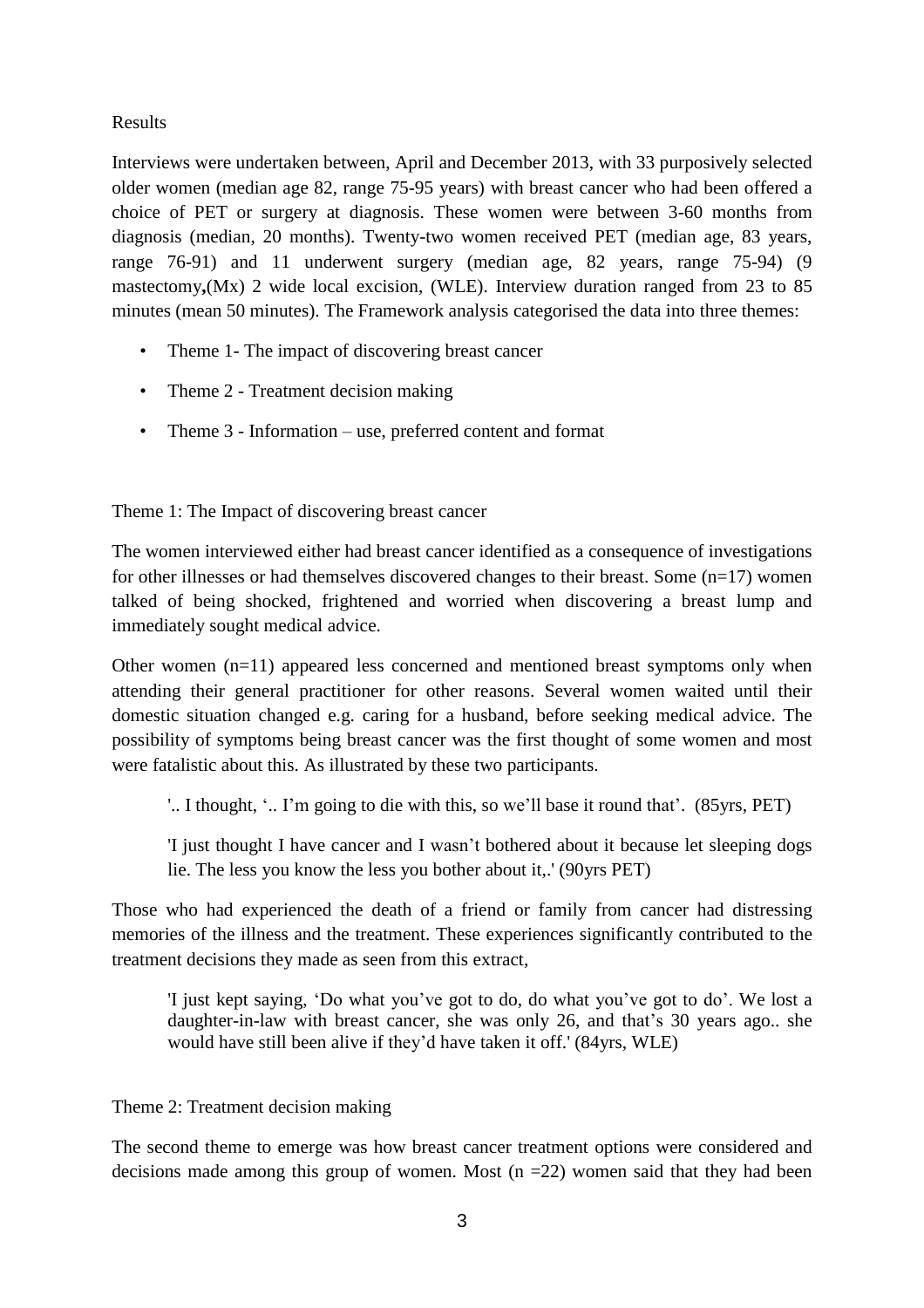Results

Interviews were undertaken between, April and December 2013, with 33 purposively selected older women (median age 82, range 75-95 years) with breast cancer who had been offered a choice of PET or surgery at diagnosis. These women were between 3-60 months from diagnosis (median, 20 months). Twenty-two women received PET (median age, 83 years, range 76-91) and 11 underwent surgery (median age, 82 years, range 75-94) (9 mastectomy,(Mx) 2 wide local excision, (WLE). Interview duration ranged from 23 to 85 minutes (mean 50 minutes). The Framework analysis categorised the data into three themes:

- Theme 1- The impact of discovering breast cancer
- Theme 2 - Treatment decision making
- Theme 3 - Information – use, preferred content and format

Theme 1: The Impact of discovering breast cancer

The women interviewed either had breast cancer identified as a consequence of investigations for other illnesses or had themselves discovered changes to their breast. Some (n=17) women talked of being shocked, frightened and worried when discovering a breast lump and immediately sought medical advice.

Other women (n=11) appeared less concerned and mentioned breast symptoms only when attending their general practitioner for other reasons. Several women waited until their domestic situation changed e.g. caring for a husband, before seeking medical advice. The possibility of symptoms being breast cancer was the first thought of some women and most were fatalistic about this. As illustrated by these two participants.

> '.. I thought, '.. I'm going to die with this, so we'll base it round that'. (85yrs, PET)

> 'I just thought I have cancer and I wasn't bothered about it because let sleeping dogs lie. The less you know the less you bother about it,.' (90yrs PET)

Those who had experienced the death of a friend or family from cancer had distressing memories of the illness and the treatment. These experiences significantly contributed to the treatment decisions they made as seen from this extract,

> 'I just kept saying, 'Do what you've got to do, do what you've got to do'. We lost a daughter-in-law with breast cancer, she was only 26, and that's 30 years ago.. she would have still been alive if they'd have taken it off.' (84yrs, WLE)

Theme 2: Treatment decision making

The second theme to emerge was how breast cancer treatment options were considered and decisions made among this group of women. Most (n =22) women said that they had been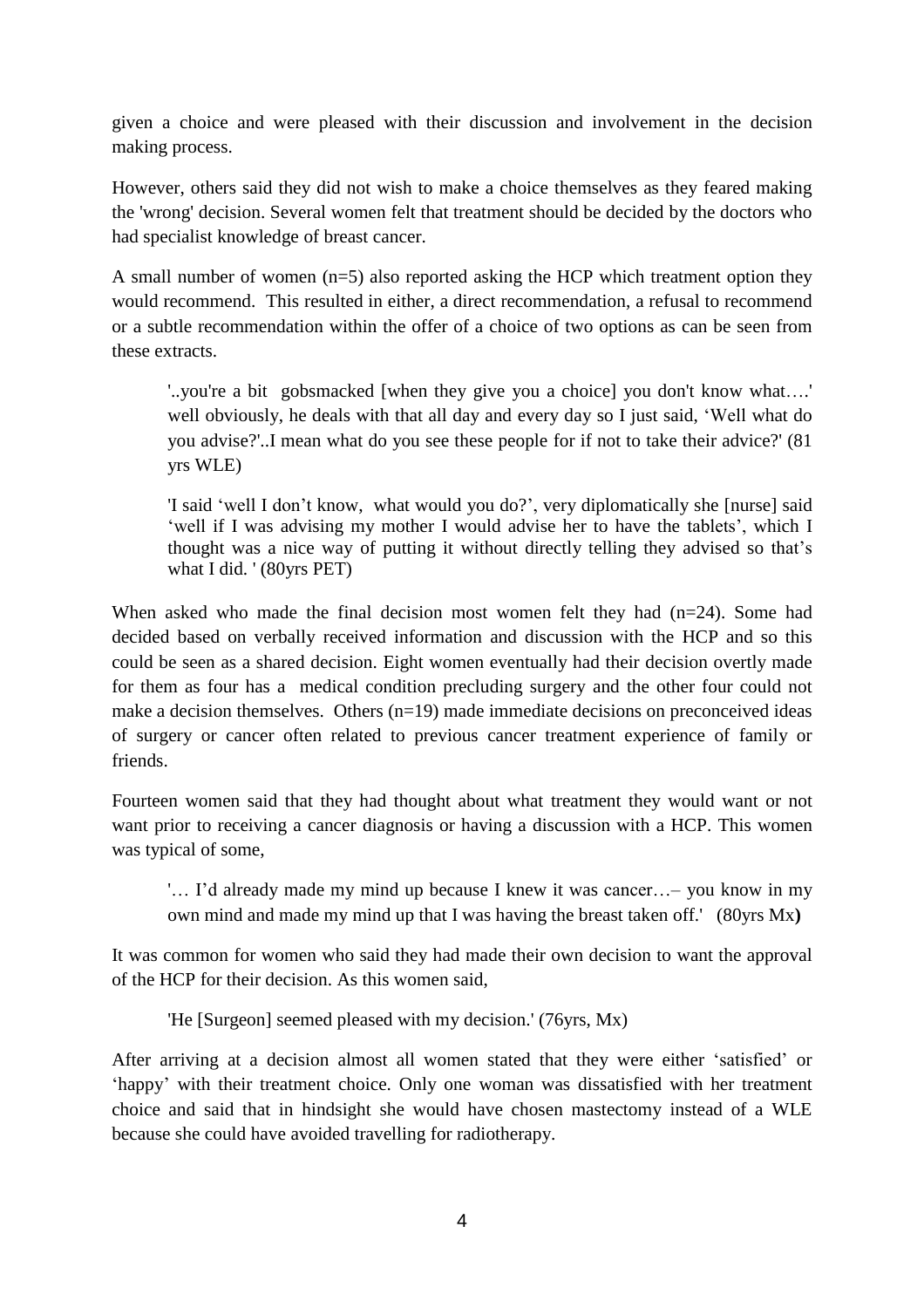given a choice and were pleased with their discussion and involvement in the decision making process.

However, others said they did not wish to make a choice themselves as they feared making the 'wrong' decision. Several women felt that treatment should be decided by the doctors who had specialist knowledge of breast cancer.

A small number of women (n=5) also reported asking the HCP which treatment option they would recommend. This resulted in either, a direct recommendation, a refusal to recommend or a subtle recommendation within the offer of a choice of two options as can be seen from these extracts.

> '..you're a bit gobsmacked [when they give you a choice] you don't know what….' well obviously, he deals with that all day and every day so I just said, 'Well what do you advise?'..I mean what do you see these people for if not to take their advice?' (81 yrs WLE)

> 'I said 'well I don't know, what would you do?', very diplomatically she [nurse] said 'well if I was advising my mother I would advise her to have the tablets', which I thought was a nice way of putting it without directly telling they advised so that's what I did. ' (80yrs PET)

When asked who made the final decision most women felt they had (n=24). Some had decided based on verbally received information and discussion with the HCP and so this could be seen as a shared decision. Eight women eventually had their decision overtly made for them as four has a medical condition precluding surgery and the other four could not make a decision themselves. Others (n=19) made immediate decisions on preconceived ideas of surgery or cancer often related to previous cancer treatment experience of family or friends.

Fourteen women said that they had thought about what treatment they would want or not want prior to receiving a cancer diagnosis or having a discussion with a HCP. This women was typical of some,

> '… I'd already made my mind up because I knew it was cancer…– you know in my own mind and made my mind up that I was having the breast taken off.' (80yrs Mx)

It was common for women who said they had made their own decision to want the approval of the HCP for their decision. As this women said,

> 'He [Surgeon] seemed pleased with my decision.' (76yrs, Mx)

After arriving at a decision almost all women stated that they were either 'satisfied' or 'happy' with their treatment choice. Only one woman was dissatisfied with her treatment choice and said that in hindsight she would have chosen mastectomy instead of a WLE because she could have avoided travelling for radiotherapy.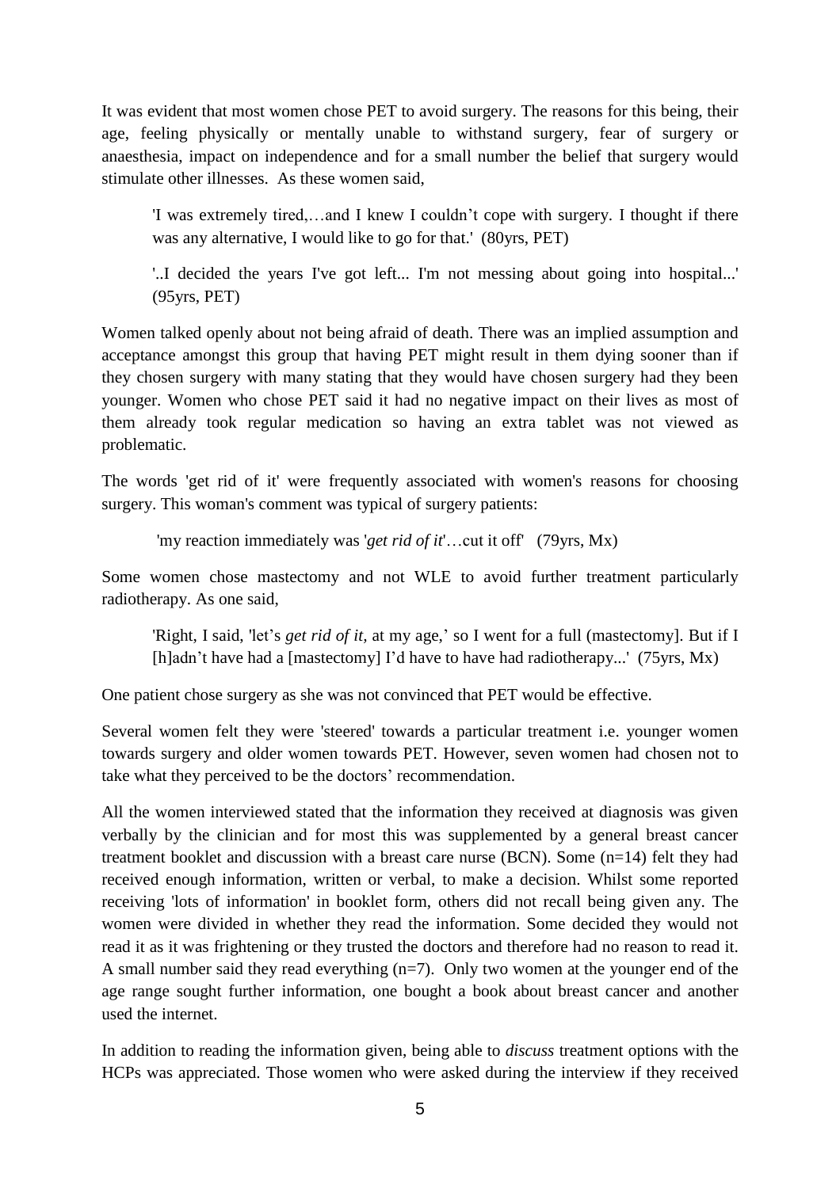It was evident that most women chose PET to avoid surgery. The reasons for this being, their age, feeling physically or mentally unable to withstand surgery, fear of surgery or anaesthesia, impact on independence and for a small number the belief that surgery would stimulate other illnesses. As these women said,

> 'I was extremely tired,…and I knew I couldn't cope with surgery. I thought if there was any alternative, I would like to go for that.' (80yrs, PET)

> '..I decided the years I've got left... I'm not messing about going into hospital...' (95yrs, PET)

Women talked openly about not being afraid of death. There was an implied assumption and acceptance amongst this group that having PET might result in them dying sooner than if they chosen surgery with many stating that they would have chosen surgery had they been younger. Women who chose PET said it had no negative impact on their lives as most of them already took regular medication so having an extra tablet was not viewed as problematic.

The words 'get rid of it' were frequently associated with women's reasons for choosing surgery. This woman's comment was typical of surgery patients:

> 'my reaction immediately was '*get rid of it*'…cut it off' (79yrs, Mx)

Some women chose mastectomy and not WLE to avoid further treatment particularly radiotherapy. As one said,

> 'Right, I said, 'let's *get rid of it*, at my age,' so I went for a full (mastectomy]. But if I [h]adn't have had a [mastectomy] I'd have to have had radiotherapy...' (75yrs, Mx)

One patient chose surgery as she was not convinced that PET would be effective.

Several women felt they were 'steered' towards a particular treatment i.e. younger women towards surgery and older women towards PET. However, seven women had chosen not to take what they perceived to be the doctors' recommendation.

All the women interviewed stated that the information they received at diagnosis was given verbally by the clinician and for most this was supplemented by a general breast cancer treatment booklet and discussion with a breast care nurse (BCN). Some (n=14) felt they had received enough information, written or verbal, to make a decision. Whilst some reported receiving 'lots of information' in booklet form, others did not recall being given any. The women were divided in whether they read the information. Some decided they would not read it as it was frightening or they trusted the doctors and therefore had no reason to read it. A small number said they read everything (n=7). Only two women at the younger end of the age range sought further information, one bought a book about breast cancer and another used the internet.

In addition to reading the information given, being able to *discuss* treatment options with the HCPs was appreciated. Those women who were asked during the interview if they received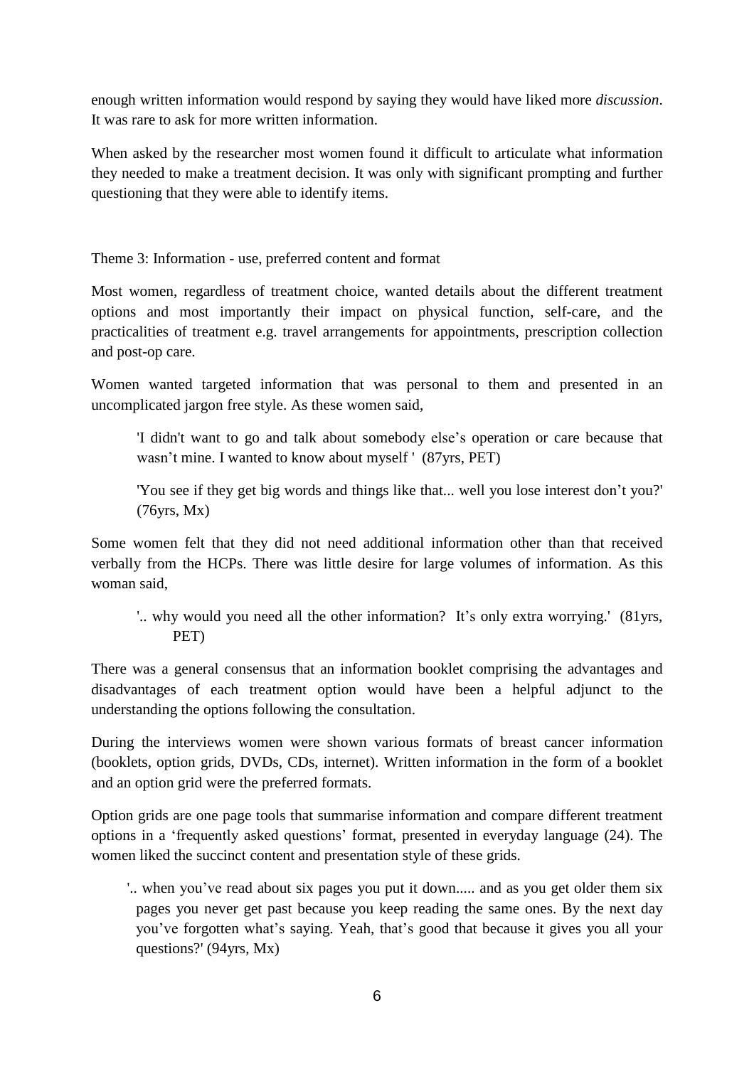enough written information would respond by saying they would have liked more *discussion*. It was rare to ask for more written information.

When asked by the researcher most women found it difficult to articulate what information they needed to make a treatment decision. It was only with significant prompting and further questioning that they were able to identify items.

Theme 3: Information - use, preferred content and format

Most women, regardless of treatment choice, wanted details about the different treatment options and most importantly their impact on physical function, self-care, and the practicalities of treatment e.g. travel arrangements for appointments, prescription collection and post-op care.

Women wanted targeted information that was personal to them and presented in an uncomplicated jargon free style. As these women said,

> 'I didn't want to go and talk about somebody else's operation or care because that wasn't mine. I wanted to know about myself ' (87yrs, PET)
>
> 'You see if they get big words and things like that... well you lose interest don't you?' (76yrs, Mx)

Some women felt that they did not need additional information other than that received verbally from the HCPs. There was little desire for large volumes of information. As this woman said,

> '.. why would you need all the other information? It's only extra worrying.' (81yrs, PET)

There was a general consensus that an information booklet comprising the advantages and disadvantages of each treatment option would have been a helpful adjunct to the understanding the options following the consultation.

During the interviews women were shown various formats of breast cancer information (booklets, option grids, DVDs, CDs, internet). Written information in the form of a booklet and an option grid were the preferred formats.

Option grids are one page tools that summarise information and compare different treatment options in a 'frequently asked questions' format, presented in everyday language (24). The women liked the succinct content and presentation style of these grids.

> '.. when you've read about six pages you put it down..... and as you get older them six pages you never get past because you keep reading the same ones. By the next day you've forgotten what's saying. Yeah, that's good that because it gives you all your questions?' (94yrs, Mx)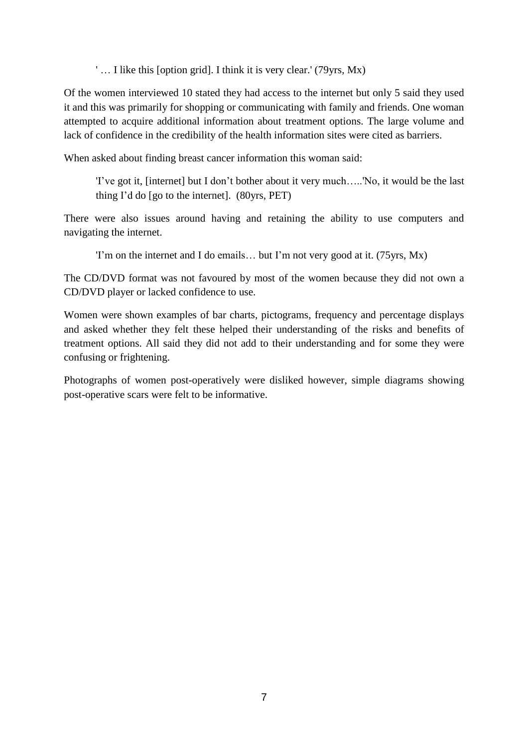> ' … I like this [option grid]. I think it is very clear.' (79yrs, Mx)

Of the women interviewed 10 stated they had access to the internet but only 5 said they used it and this was primarily for shopping or communicating with family and friends. One woman attempted to acquire additional information about treatment options. The large volume and lack of confidence in the credibility of the health information sites were cited as barriers.

When asked about finding breast cancer information this woman said:

> 'I've got it, [internet] but I don't bother about it very much…..'No, it would be the last thing I'd do [go to the internet]. (80yrs, PET)

There were also issues around having and retaining the ability to use computers and navigating the internet.

> 'I'm on the internet and I do emails… but I'm not very good at it. (75yrs, Mx)

The CD/DVD format was not favoured by most of the women because they did not own a CD/DVD player or lacked confidence to use.

Women were shown examples of bar charts, pictograms, frequency and percentage displays and asked whether they felt these helped their understanding of the risks and benefits of treatment options. All said they did not add to their understanding and for some they were confusing or frightening.

Photographs of women post-operatively were disliked however, simple diagrams showing post-operative scars were felt to be informative.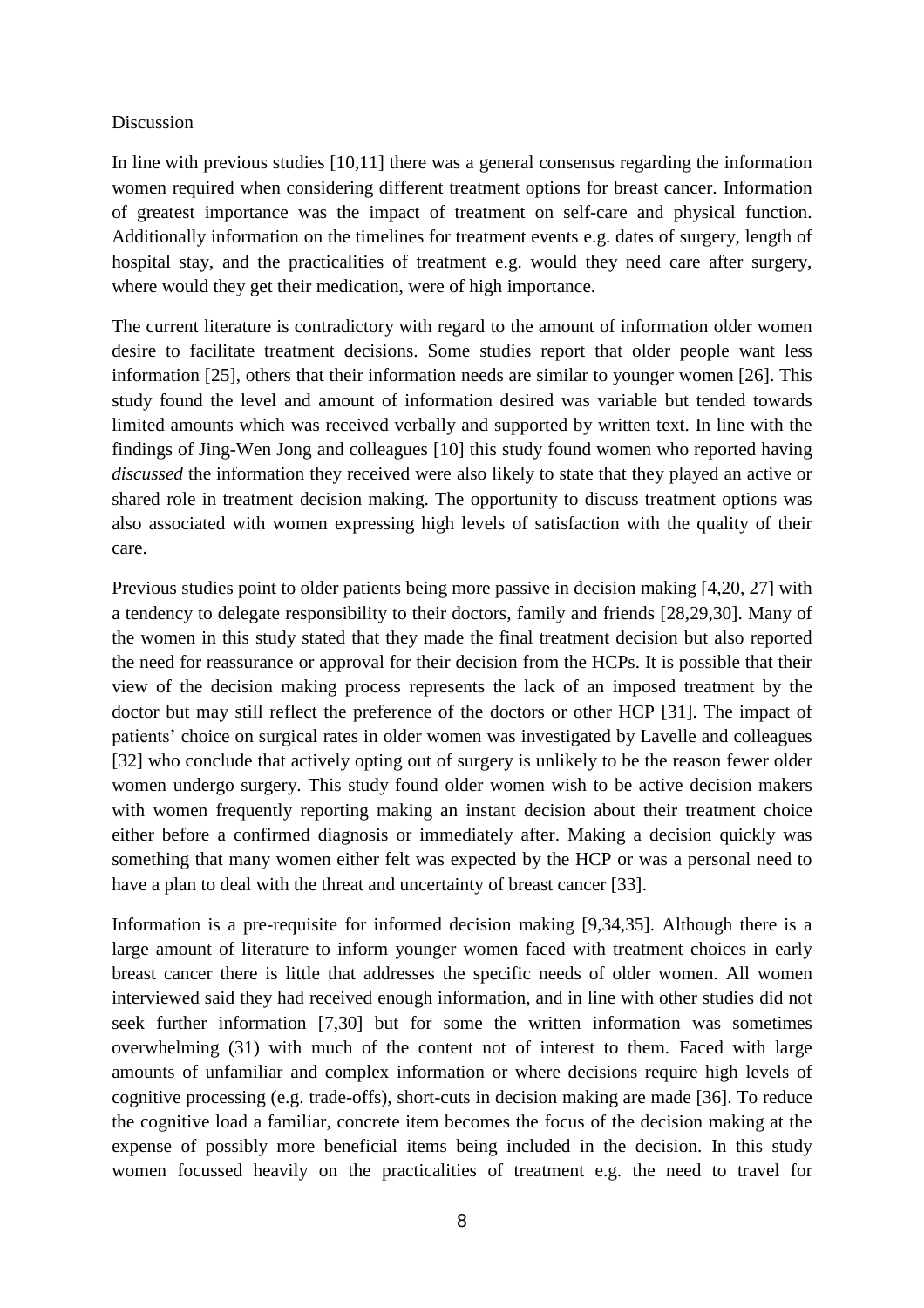## Discussion

In line with previous studies [10,11] there was a general consensus regarding the information women required when considering different treatment options for breast cancer. Information of greatest importance was the impact of treatment on self-care and physical function. Additionally information on the timelines for treatment events e.g. dates of surgery, length of hospital stay, and the practicalities of treatment e.g. would they need care after surgery, where would they get their medication, were of high importance.

The current literature is contradictory with regard to the amount of information older women desire to facilitate treatment decisions. Some studies report that older people want less information [25], others that their information needs are similar to younger women [26]. This study found the level and amount of information desired was variable but tended towards limited amounts which was received verbally and supported by written text. In line with the findings of Jing-Wen Jong and colleagues [10] this study found women who reported having *discussed* the information they received were also likely to state that they played an active or shared role in treatment decision making. The opportunity to discuss treatment options was also associated with women expressing high levels of satisfaction with the quality of their care.

Previous studies point to older patients being more passive in decision making [4,20, 27] with a tendency to delegate responsibility to their doctors, family and friends [28,29,30]. Many of the women in this study stated that they made the final treatment decision but also reported the need for reassurance or approval for their decision from the HCPs. It is possible that their view of the decision making process represents the lack of an imposed treatment by the doctor but may still reflect the preference of the doctors or other HCP [31]. The impact of patients' choice on surgical rates in older women was investigated by Lavelle and colleagues [32] who conclude that actively opting out of surgery is unlikely to be the reason fewer older women undergo surgery. This study found older women wish to be active decision makers with women frequently reporting making an instant decision about their treatment choice either before a confirmed diagnosis or immediately after. Making a decision quickly was something that many women either felt was expected by the HCP or was a personal need to have a plan to deal with the threat and uncertainty of breast cancer [33].

Information is a pre-requisite for informed decision making [9,34,35]. Although there is a large amount of literature to inform younger women faced with treatment choices in early breast cancer there is little that addresses the specific needs of older women. All women interviewed said they had received enough information, and in line with other studies did not seek further information [7,30] but for some the written information was sometimes overwhelming (31) with much of the content not of interest to them. Faced with large amounts of unfamiliar and complex information or where decisions require high levels of cognitive processing (e.g. trade-offs), short-cuts in decision making are made [36]. To reduce the cognitive load a familiar, concrete item becomes the focus of the decision making at the expense of possibly more beneficial items being included in the decision. In this study women focussed heavily on the practicalities of treatment e.g. the need to travel for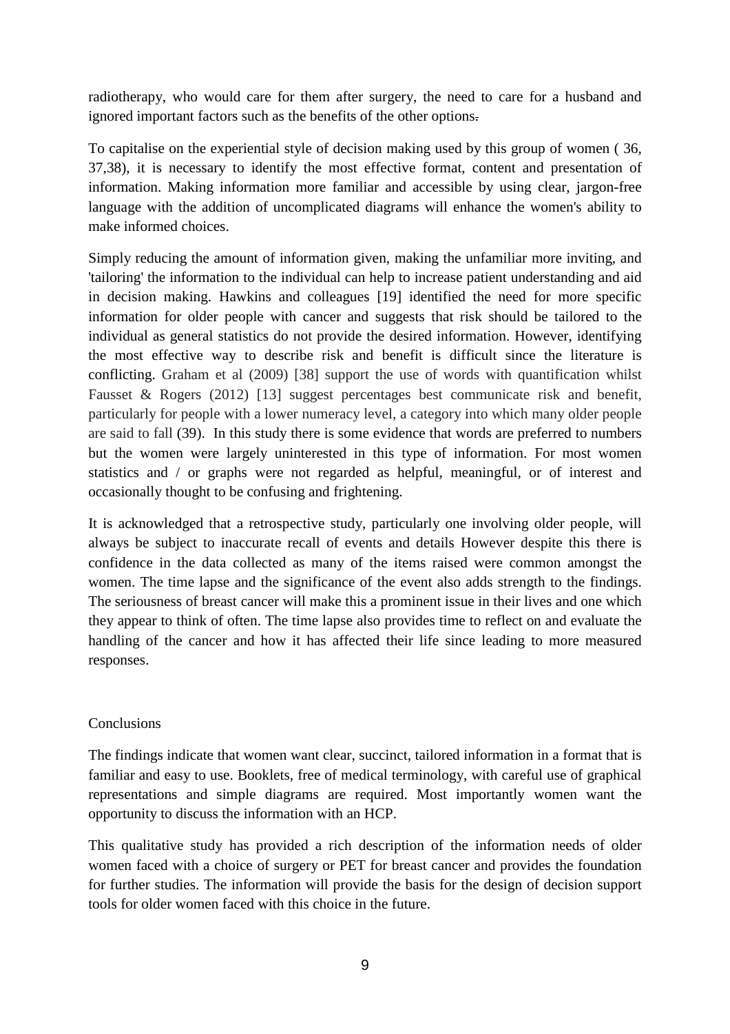radiotherapy, who would care for them after surgery, the need to care for a husband and ignored important factors such as the benefits of the other options.

To capitalise on the experiential style of decision making used by this group of women ( 36, 37,38), it is necessary to identify the most effective format, content and presentation of information. Making information more familiar and accessible by using clear, jargon-free language with the addition of uncomplicated diagrams will enhance the women's ability to make informed choices.

Simply reducing the amount of information given, making the unfamiliar more inviting, and 'tailoring' the information to the individual can help to increase patient understanding and aid in decision making. Hawkins and colleagues [19] identified the need for more specific information for older people with cancer and suggests that risk should be tailored to the individual as general statistics do not provide the desired information. However, identifying the most effective way to describe risk and benefit is difficult since the literature is conflicting. Graham et al (2009) [38] support the use of words with quantification whilst Fausset & Rogers (2012) [13] suggest percentages best communicate risk and benefit, particularly for people with a lower numeracy level, a category into which many older people are said to fall (39). In this study there is some evidence that words are preferred to numbers but the women were largely uninterested in this type of information. For most women statistics and / or graphs were not regarded as helpful, meaningful, or of interest and occasionally thought to be confusing and frightening.

It is acknowledged that a retrospective study, particularly one involving older people, will always be subject to inaccurate recall of events and details However despite this there is confidence in the data collected as many of the items raised were common amongst the women. The time lapse and the significance of the event also adds strength to the findings. The seriousness of breast cancer will make this a prominent issue in their lives and one which they appear to think of often. The time lapse also provides time to reflect on and evaluate the handling of the cancer and how it has affected their life since leading to more measured responses.

## Conclusions

The findings indicate that women want clear, succinct, tailored information in a format that is familiar and easy to use. Booklets, free of medical terminology, with careful use of graphical representations and simple diagrams are required. Most importantly women want the opportunity to discuss the information with an HCP.

This qualitative study has provided a rich description of the information needs of older women faced with a choice of surgery or PET for breast cancer and provides the foundation for further studies. The information will provide the basis for the design of decision support tools for older women faced with this choice in the future.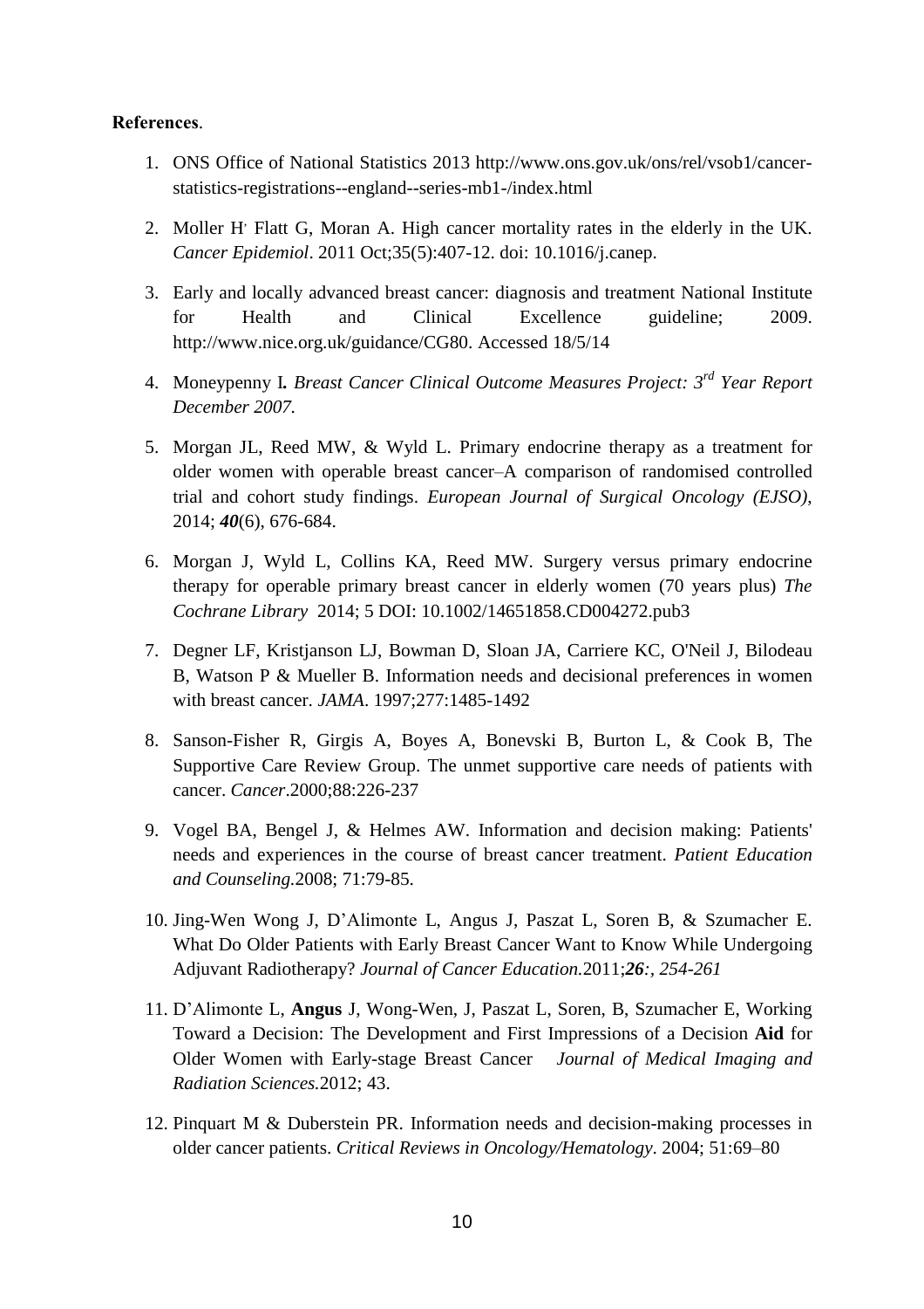**References**.

1. ONS Office of National Statistics 2013 http://www.ons.gov.uk/ons/rel/vsob1/cancer-statistics-registrations--england--series-mb1-/index.html

2. Moller H, Flatt G, Moran A. High cancer mortality rates in the elderly in the UK. *Cancer Epidemiol*. 2011 Oct;35(5):407-12. doi: 10.1016/j.canep.

3. Early and locally advanced breast cancer: diagnosis and treatment National Institute for Health and Clinical Excellence guideline; 2009. http://www.nice.org.uk/guidance/CG80. Accessed 18/5/14

4. Moneypenny I*. Breast Cancer Clinical Outcome Measures Project: 3rd Year Report December 2007.*

5. Morgan JL, Reed MW, & Wyld L. Primary endocrine therapy as a treatment for older women with operable breast cancer–A comparison of randomised controlled trial and cohort study findings. *European Journal of Surgical Oncology (EJSO)*, 2014; ***40***(6), 676-684.

6. Morgan J, Wyld L, Collins KA, Reed MW. Surgery versus primary endocrine therapy for operable primary breast cancer in elderly women (70 years plus) *The Cochrane Library* 2014; 5 DOI: 10.1002/14651858.CD004272.pub3

7. Degner LF, Kristjanson LJ, Bowman D, Sloan JA, Carriere KC, O'Neil J, Bilodeau B, Watson P & Mueller B. Information needs and decisional preferences in women with breast cancer. *JAMA*. 1997;277:1485-1492

8. Sanson-Fisher R, Girgis A, Boyes A, Bonevski B, Burton L, & Cook B, The Supportive Care Review Group. The unmet supportive care needs of patients with cancer. *Cancer*.2000;88:226-237

9. Vogel BA, Bengel J, & Helmes AW. Information and decision making: Patients' needs and experiences in the course of breast cancer treatment. *Patient Education and Counseling.*2008; 71:79-85.

10. Jing-Wen Wong J, D'Alimonte L, Angus J, Paszat L, Soren B, & Szumacher E. What Do Older Patients with Early Breast Cancer Want to Know While Undergoing Adjuvant Radiotherapy? *Journal of Cancer Education.*2011;***26****:, 254-261*

11. D'Alimonte L, **Angus** J, Wong-Wen, J, Paszat L, Soren, B, Szumacher E, Working Toward a Decision: The Development and First Impressions of a Decision **Aid** for Older Women with Early-stage Breast Cancer *Journal of Medical Imaging and Radiation Sciences.*2012; 43.

12. Pinquart M & Duberstein PR. Information needs and decision-making processes in older cancer patients. *Critical Reviews in Oncology/Hematology*. 2004; 51:69–80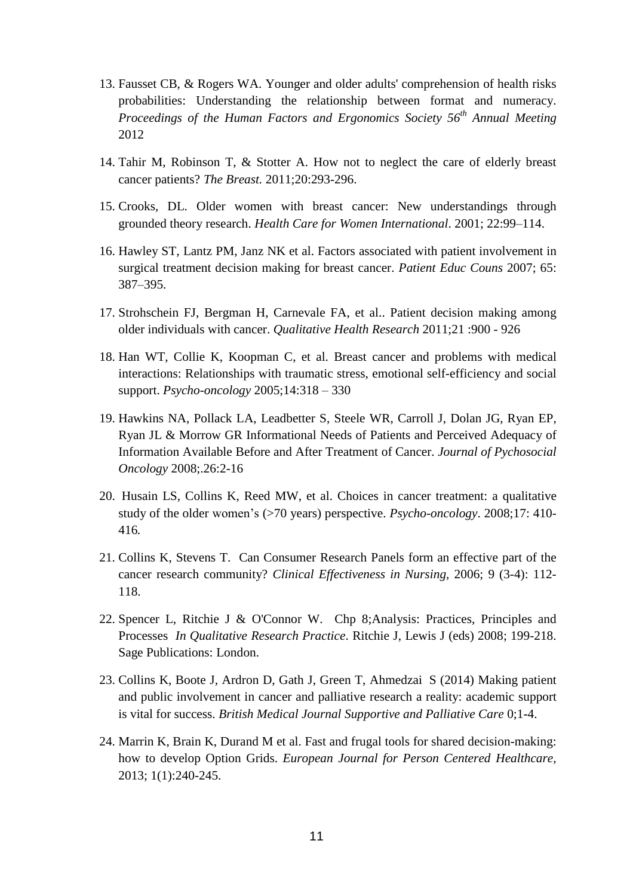13. Fausset CB, & Rogers WA. Younger and older adults' comprehension of health risks probabilities: Understanding the relationship between format and numeracy. *Proceedings of the Human Factors and Ergonomics Society 56$^{th}$ Annual Meeting* 2012

14. Tahir M, Robinson T, & Stotter A. How not to neglect the care of elderly breast cancer patients? *The Breast.* 2011;20:293-296.

15. Crooks, DL. Older women with breast cancer: New understandings through grounded theory research. *Health Care for Women International*. 2001; 22:99–114.

16. Hawley ST, Lantz PM, Janz NK et al. Factors associated with patient involvement in surgical treatment decision making for breast cancer. *Patient Educ Couns* 2007; 65: 387–395.

17. Strohschein FJ, Bergman H, Carnevale FA, et al.. Patient decision making among older individuals with cancer. *Qualitative Health Research* 2011;21 :900 - 926

18. Han WT, Collie K, Koopman C, et al. Breast cancer and problems with medical interactions: Relationships with traumatic stress, emotional self-efficiency and social support. *Psycho-oncology* 2005;14:318 – 330

19. Hawkins NA, Pollack LA, Leadbetter S, Steele WR, Carroll J, Dolan JG, Ryan EP, Ryan JL & Morrow GR Informational Needs of Patients and Perceived Adequacy of Information Available Before and After Treatment of Cancer. *Journal of Pychosocial Oncology* 2008;.26:2-16

20. Husain LS, Collins K, Reed MW, et al. Choices in cancer treatment: a qualitative study of the older women's (>70 years) perspective. *Psycho-oncology*. 2008;17: 410-416*.*

21. Collins K, Stevens T. Can Consumer Research Panels form an effective part of the cancer research community? *Clinical Effectiveness in Nursing,* 2006; 9 (3-4): 112-118.

22. Spencer L, Ritchie J & O'Connor W. Chp 8;Analysis: Practices, Principles and Processes *In Qualitative Research Practice*. Ritchie J, Lewis J (eds) 2008; 199-218. Sage Publications: London.

23. Collins K, Boote J, Ardron D, Gath J, Green T, Ahmedzai S (2014) Making patient and public involvement in cancer and palliative research a reality: academic support is vital for success. *British Medical Journal Supportive and Palliative Care* 0;1-4.

24. Marrin K, Brain K, Durand M et al. Fast and frugal tools for shared decision-making: how to develop Option Grids. *European Journal for Person Centered Healthcare,* 2013; 1(1):240-245.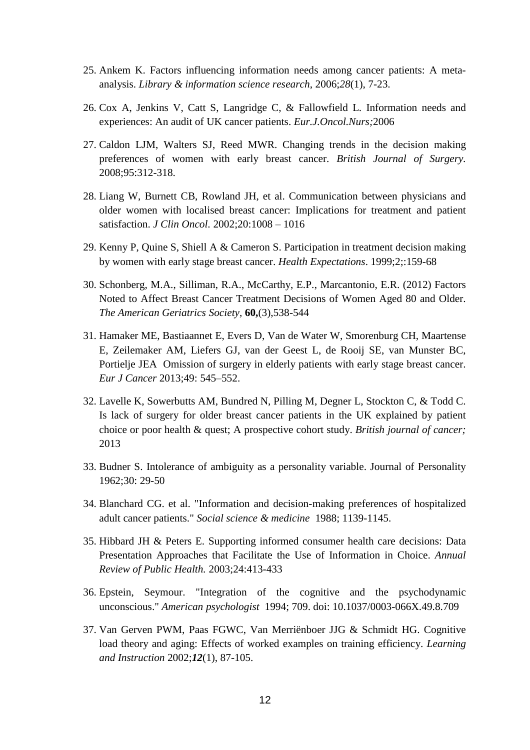25. Ankem K. Factors influencing information needs among cancer patients: A meta-analysis. *Library & information science research*, 2006;*28*(1), 7-23.

26. Cox A, Jenkins V, Catt S, Langridge C, & Fallowfield L. Information needs and experiences: An audit of UK cancer patients. *Eur.J.Oncol.Nurs;*2006

27. Caldon LJM, Walters SJ, Reed MWR. Changing trends in the decision making preferences of women with early breast cancer. *British Journal of Surgery*. 2008;95:312-318.

28. Liang W, Burnett CB, Rowland JH, et al. Communication between physicians and older women with localised breast cancer: Implications for treatment and patient satisfaction. *J Clin Oncol*. 2002;20:1008 – 1016

29. Kenny P, Quine S, Shiell A & Cameron S. Participation in treatment decision making by women with early stage breast cancer. *Health Expectations*. 1999;2;:159-68

30. Schonberg, M.A., Silliman, R.A., McCarthy, E.P., Marcantonio, E.R. (2012) Factors Noted to Affect Breast Cancer Treatment Decisions of Women Aged 80 and Older. *The American Geriatrics Society*, **60,**(3),538-544

31. Hamaker ME, Bastiaannet E, Evers D, Van de Water W, Smorenburg CH, Maartense E, Zeilemaker AM, Liefers GJ, van der Geest L, de Rooij SE, van Munster BC, Portielje JEA Omission of surgery in elderly patients with early stage breast cancer. *Eur J Cancer* 2013;49: 545–552.

32. Lavelle K, Sowerbutts AM, Bundred N, Pilling M, Degner L, Stockton C, & Todd C. Is lack of surgery for older breast cancer patients in the UK explained by patient choice or poor health & quest; A prospective cohort study. *British journal of cancer;* 2013

33. Budner S. Intolerance of ambiguity as a personality variable. Journal of Personality 1962;30: 29-50

34. Blanchard CG. et al. "Information and decision-making preferences of hospitalized adult cancer patients." *Social science & medicine* 1988; 1139-1145.

35. Hibbard JH & Peters E. Supporting informed consumer health care decisions: Data Presentation Approaches that Facilitate the Use of Information in Choice. *Annual Review of Public Health.* 2003;24:413-433

36. Epstein, Seymour. "Integration of the cognitive and the psychodynamic unconscious." *American psychologist* 1994; 709. doi: 10.1037/0003-066X.49.8.709

37. Van Gerven PWM, Paas FGWC, Van Merriënboer JJG & Schmidt HG. Cognitive load theory and aging: Effects of worked examples on training efficiency. *Learning and Instruction* 2002;***12***(1), 87-105.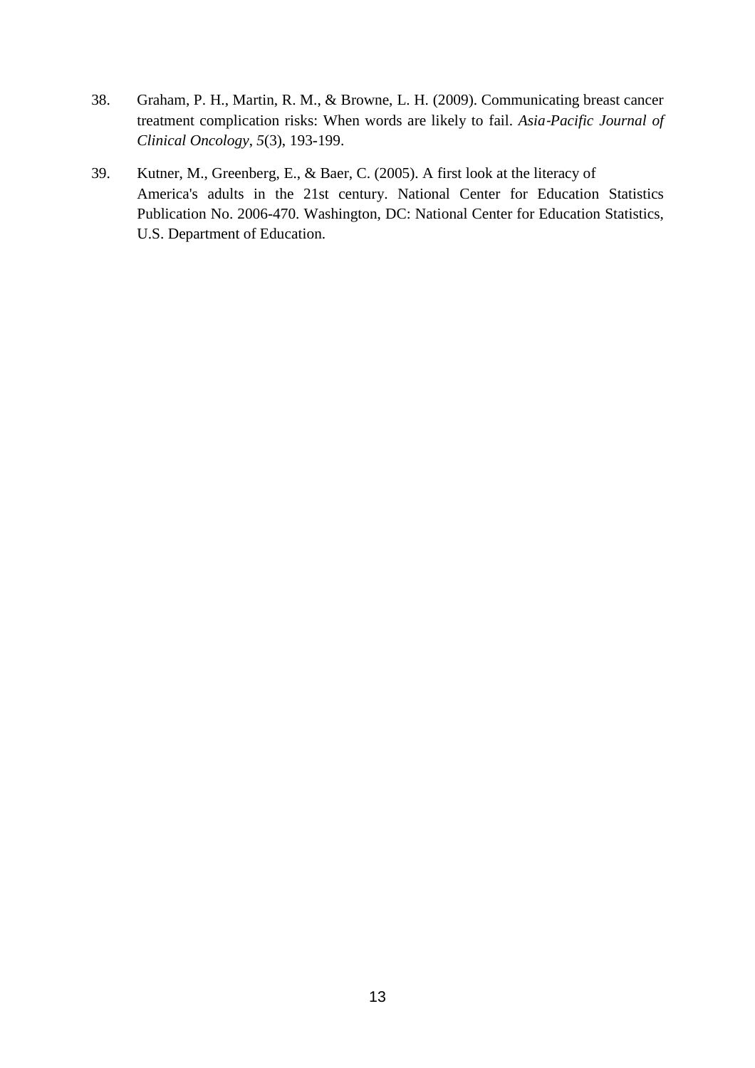38. Graham, P. H., Martin, R. M., & Browne, L. H. (2009). Communicating breast cancer treatment complication risks: When words are likely to fail. *Asia-Pacific Journal of Clinical Oncology*, *5*(3), 193-199.

39. Kutner, M., Greenberg, E., & Baer, C. (2005). A first look at the literacy of America's adults in the 21st century. National Center for Education Statistics Publication No. 2006-470. Washington, DC: National Center for Education Statistics, U.S. Department of Education.